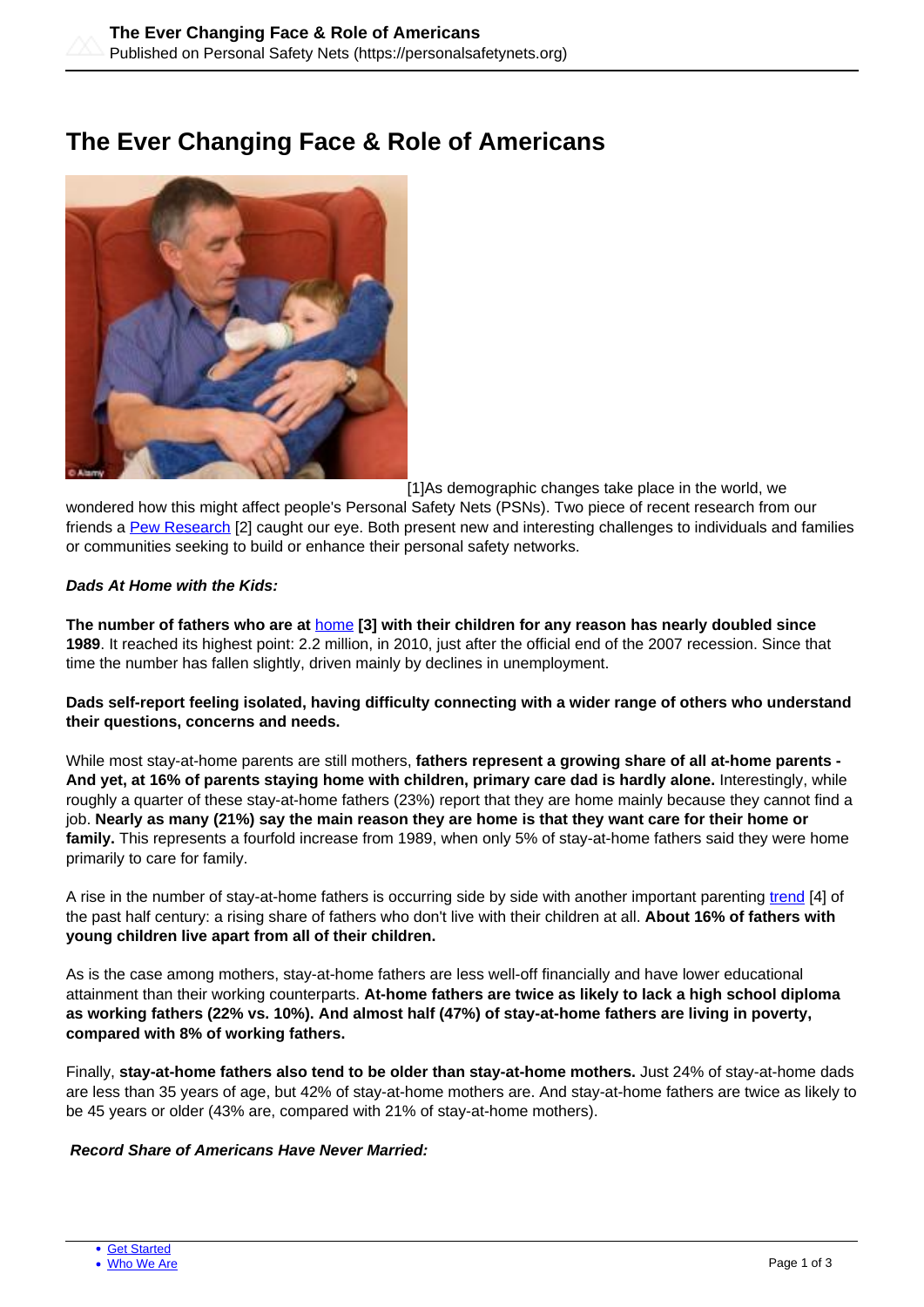# The Ever Changing Face & Role of Americans

[1]As demographic changes take place in the world, we wondered how this might affect people's Personal Safety Nets (PSNs). Two piece of recent research from our friends a Pew Research [2] caught our eye. Both present new and interesting challenges to individuals and families or communities seeking to build or enhance their personal safety networks.

***Dads At Home with the Kids:***

**The number of fathers who are at** home **[3] with their children for any reason has nearly doubled since 1989**. It reached its highest point: 2.2 million, in 2010, just after the official end of the 2007 recession. Since that time the number has fallen slightly, driven mainly by declines in unemployment.

**Dads self-report feeling isolated, having difficulty connecting with a wider range of others who understand their questions, concerns and needs.**

While most stay-at-home parents are still mothers, **fathers represent a growing share of all at-home parents - And yet, at 16% of parents staying home with children, primary care dad is hardly alone.** Interestingly, while roughly a quarter of these stay-at-home fathers (23%) report that they are home mainly because they cannot find a job. **Nearly as many (21%) say the main reason they are home is that they want care for their home or family.** This represents a fourfold increase from 1989, when only 5% of stay-at-home fathers said they were home primarily to care for family.

A rise in the number of stay-at-home fathers is occurring side by side with another important parenting trend [4] of the past half century: a rising share of fathers who don't live with their children at all. **About 16% of fathers with young children live apart from all of their children.**

As is the case among mothers, stay-at-home fathers are less well-off financially and have lower educational attainment than their working counterparts. **At-home fathers are twice as likely to lack a high school diploma as working fathers (22% vs. 10%). And almost half (47%) of stay-at-home fathers are living in poverty, compared with 8% of working fathers.**

Finally, **stay-at-home fathers also tend to be older than stay-at-home mothers.** Just 24% of stay-at-home dads are less than 35 years of age, but 42% of stay-at-home mothers are. And stay-at-home fathers are twice as likely to be 45 years or older (43% are, compared with 21% of stay-at-home mothers).

***Record Share of Americans Have Never Married:***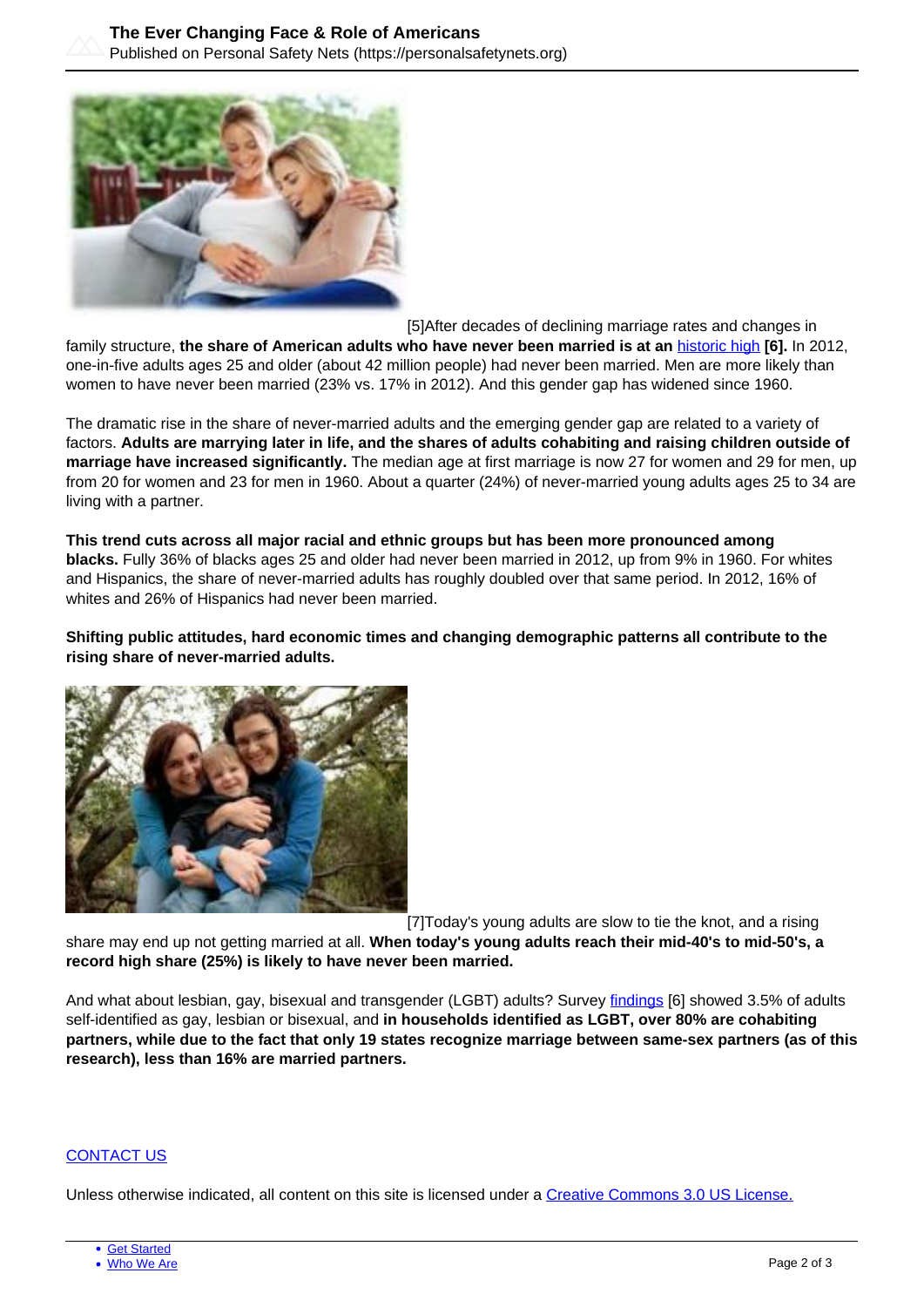[5]After decades of declining marriage rates and changes in family structure, **the share of American adults who have never been married is at an** historic high **[6].** In 2012, one-in-five adults ages 25 and older (about 42 million people) had never been married. Men are more likely than women to have never been married (23% vs. 17% in 2012). And this gender gap has widened since 1960.

The dramatic rise in the share of never-married adults and the emerging gender gap are related to a variety of factors. **Adults are marrying later in life, and the shares of adults cohabiting and raising children outside of marriage have increased significantly.** The median age at first marriage is now 27 for women and 29 for men, up from 20 for women and 23 for men in 1960. About a quarter (24%) of never-married young adults ages 25 to 34 are living with a partner.

**This trend cuts across all major racial and ethnic groups but has been more pronounced among blacks.** Fully 36% of blacks ages 25 and older had never been married in 2012, up from 9% in 1960. For whites and Hispanics, the share of never-married adults has roughly doubled over that same period. In 2012, 16% of whites and 26% of Hispanics had never been married.

**Shifting public attitudes, hard economic times and changing demographic patterns all contribute to the rising share of never-married adults.**

[7]Today's young adults are slow to tie the knot, and a rising share may end up not getting married at all. **When today's young adults reach their mid-40's to mid-50's, a record high share (25%) is likely to have never been married.**

And what about lesbian, gay, bisexual and transgender (LGBT) adults? Survey findings [6] showed 3.5% of adults self-identified as gay, lesbian or bisexual, and **in households identified as LGBT, over 80% are cohabiting partners, while due to the fact that only 19 states recognize marriage between same-sex partners (as of this research), less than 16% are married partners.**

CONTACT US

Unless otherwise indicated, all content on this site is licensed under a Creative Commons 3.0 US License.

- Get Started
- Who We Are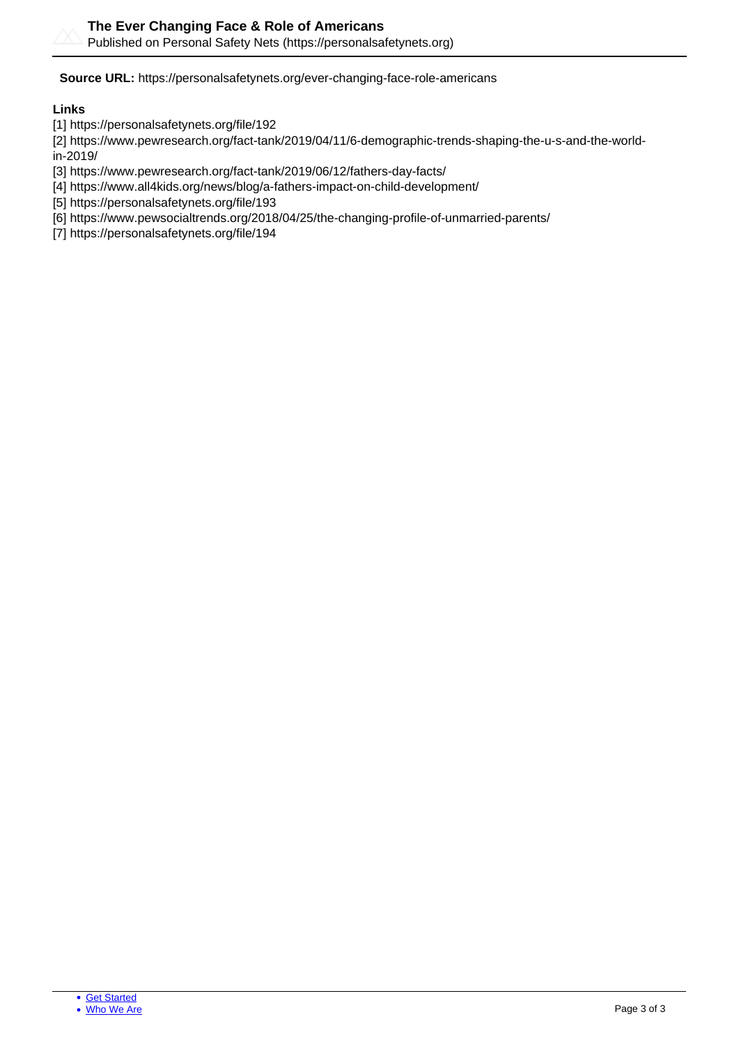**Source URL:** https://personalsafetynets.org/ever-changing-face-role-americans

**Links**

[1] https://personalsafetynets.org/file/192

[2] https://www.pewresearch.org/fact-tank/2019/04/11/6-demographic-trends-shaping-the-u-s-and-the-world-in-2019/

[3] https://www.pewresearch.org/fact-tank/2019/06/12/fathers-day-facts/

[4] https://www.all4kids.org/news/blog/a-fathers-impact-on-child-development/

[5] https://personalsafetynets.org/file/193

[6] https://www.pewsocialtrends.org/2018/04/25/the-changing-profile-of-unmarried-parents/

[7] https://personalsafetynets.org/file/194